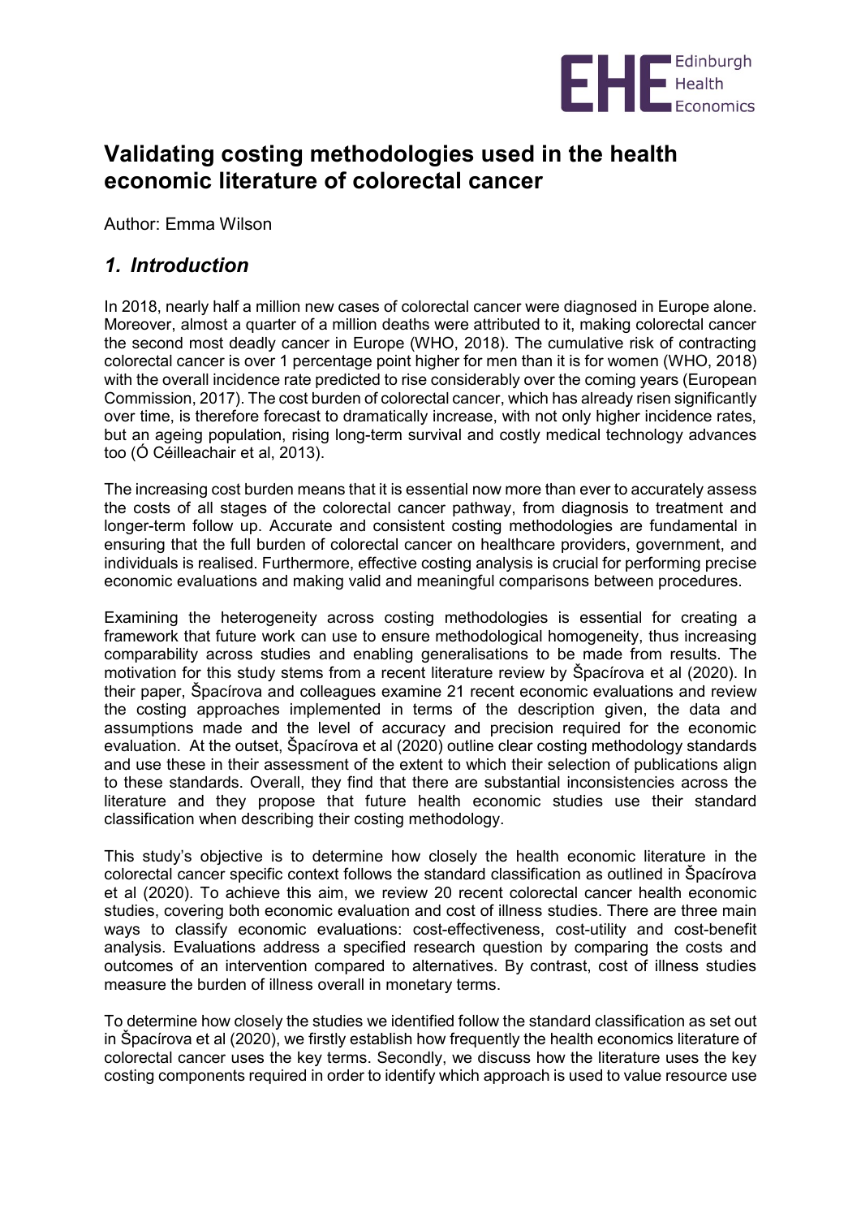# Validating costing methodologies used in the health economic literature of colorectal cancer

Author: Emma Wilson

## *1. Introduction*

In 2018, nearly half a million new cases of colorectal cancer were diagnosed in Europe alone. Moreover, almost a quarter of a million deaths were attributed to it, making colorectal cancer the second most deadly cancer in Europe (WHO, 2018). The cumulative risk of contracting colorectal cancer is over 1 percentage point higher for men than it is for women (WHO, 2018) with the overall incidence rate predicted to rise considerably over the coming years (European Commission, 2017). The cost burden of colorectal cancer, which has already risen significantly over time, is therefore forecast to dramatically increase, with not only higher incidence rates, but an ageing population, rising long-term survival and costly medical technology advances too (Ó Céilleachair et al, 2013).

The increasing cost burden means that it is essential now more than ever to accurately assess the costs of all stages of the colorectal cancer pathway, from diagnosis to treatment and longer-term follow up. Accurate and consistent costing methodologies are fundamental in ensuring that the full burden of colorectal cancer on healthcare providers, government, and individuals is realised. Furthermore, effective costing analysis is crucial for performing precise economic evaluations and making valid and meaningful comparisons between procedures.

Examining the heterogeneity across costing methodologies is essential for creating a framework that future work can use to ensure methodological homogeneity, thus increasing comparability across studies and enabling generalisations to be made from results. The motivation for this study stems from a recent literature review by Špacírova et al (2020). In their paper, Špacírova and colleagues examine 21 recent economic evaluations and review the costing approaches implemented in terms of the description given, the data and assumptions made and the level of accuracy and precision required for the economic evaluation. At the outset, Špacírova et al (2020) outline clear costing methodology standards and use these in their assessment of the extent to which their selection of publications align to these standards. Overall, they find that there are substantial inconsistencies across the literature and they propose that future health economic studies use their standard classification when describing their costing methodology.

This study's objective is to determine how closely the health economic literature in the colorectal cancer specific context follows the standard classification as outlined in Špacírova et al (2020). To achieve this aim, we review 20 recent colorectal cancer health economic studies, covering both economic evaluation and cost of illness studies. There are three main ways to classify economic evaluations: cost-effectiveness, cost-utility and cost-benefit analysis. Evaluations address a specified research question by comparing the costs and outcomes of an intervention compared to alternatives. By contrast, cost of illness studies measure the burden of illness overall in monetary terms.

To determine how closely the studies we identified follow the standard classification as set out in Špacírova et al (2020), we firstly establish how frequently the health economics literature of colorectal cancer uses the key terms. Secondly, we discuss how the literature uses the key costing components required in order to identify which approach is used to value resource use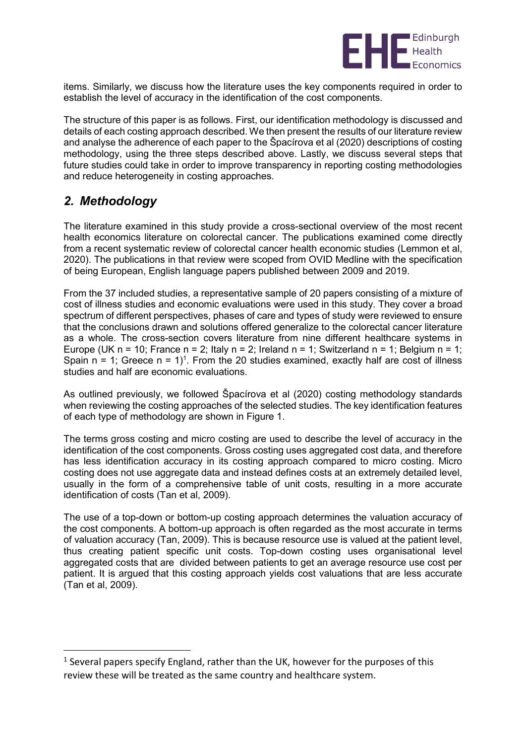items. Similarly, we discuss how the literature uses the key components required in order to establish the level of accuracy in the identification of the cost components.

The structure of this paper is as follows. First, our identification methodology is discussed and details of each costing approach described. We then present the results of our literature review and analyse the adherence of each paper to the Špacírova et al (2020) descriptions of costing methodology, using the three steps described above. Lastly, we discuss several steps that future studies could take in order to improve transparency in reporting costing methodologies and reduce heterogeneity in costing approaches.

## *2. Methodology*

The literature examined in this study provide a cross-sectional overview of the most recent health economics literature on colorectal cancer. The publications examined come directly from a recent systematic review of colorectal cancer health economic studies (Lemmon et al, 2020). The publications in that review were scoped from OVID Medline with the specification of being European, English language papers published between 2009 and 2019.

From the 37 included studies, a representative sample of 20 papers consisting of a mixture of cost of illness studies and economic evaluations were used in this study. They cover a broad spectrum of different perspectives, phases of care and types of study were reviewed to ensure that the conclusions drawn and solutions offered generalize to the colorectal cancer literature as a whole. The cross-section covers literature from nine different healthcare systems in Europe (UK n = 10; France n = 2; Italy n = 2; Ireland n = 1; Switzerland n = 1; Belgium n = 1; Spain n = 1; Greece n = 1)[1]. From the 20 studies examined, exactly half are cost of illness studies and half are economic evaluations.

As outlined previously, we followed Špacírova et al (2020) costing methodology standards when reviewing the costing approaches of the selected studies. The key identification features of each type of methodology are shown in Figure 1.

The terms gross costing and micro costing are used to describe the level of accuracy in the identification of the cost components. Gross costing uses aggregated cost data, and therefore has less identification accuracy in its costing approach compared to micro costing. Micro costing does not use aggregate data and instead defines costs at an extremely detailed level, usually in the form of a comprehensive table of unit costs, resulting in a more accurate identification of costs (Tan et al, 2009).

The use of a top-down or bottom-up costing approach determines the valuation accuracy of the cost components. A bottom-up approach is often regarded as the most accurate in terms of valuation accuracy (Tan, 2009). This is because resource use is valued at the patient level, thus creating patient specific unit costs. Top-down costing uses organisational level aggregated costs that are divided between patients to get an average resource use cost per patient. It is argued that this costing approach yields cost valuations that are less accurate (Tan et al, 2009).

[1] Several papers specify England, rather than the UK, however for the purposes of this review these will be treated as the same country and healthcare system.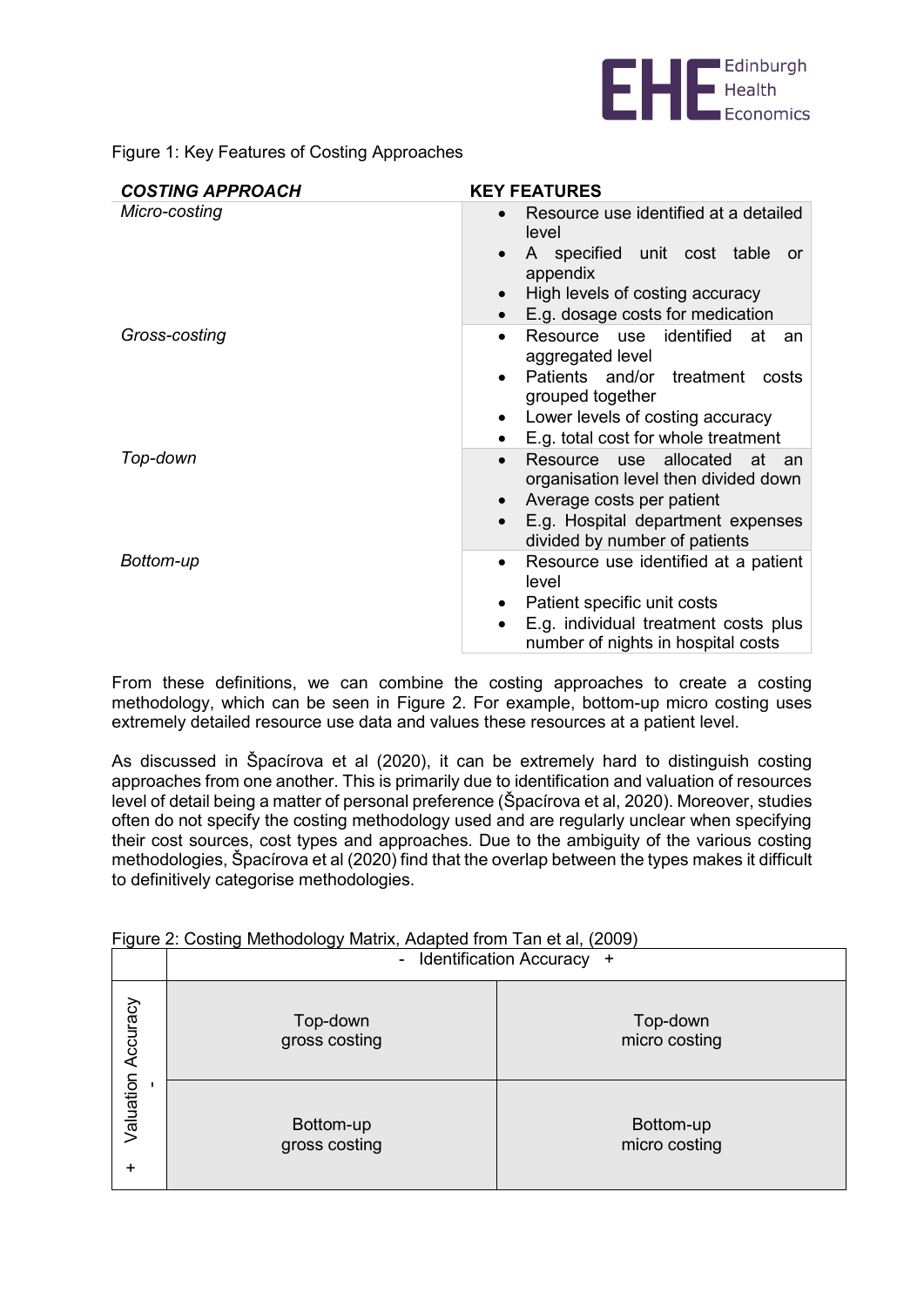Figure 1: Key Features of Costing Approaches

| ***COSTING APPROACH*** | **KEY FEATURES** |
|---|---|
| *Micro-costing* | • Resource use identified at a detailed level<br>• A specified unit cost table or appendix<br>• High levels of costing accuracy<br>• E.g. dosage costs for medication |
| *Gross-costing* | • Resource use identified at an aggregated level<br>• Patients and/or treatment costs grouped together<br>• Lower levels of costing accuracy<br>• E.g. total cost for whole treatment |
| *Top-down* | • Resource use allocated at an organisation level then divided down<br>• Average costs per patient<br>• E.g. Hospital department expenses divided by number of patients |
| *Bottom-up* | • Resource use identified at a patient level<br>• Patient specific unit costs<br>• E.g. individual treatment costs plus number of nights in hospital costs |

From these definitions, we can combine the costing approaches to create a costing methodology, which can be seen in Figure 2. For example, bottom-up micro costing uses extremely detailed resource use data and values these resources at a patient level.

As discussed in Špacírova et al (2020), it can be extremely hard to distinguish costing approaches from one another. This is primarily due to identification and valuation of resources level of detail being a matter of personal preference (Špacírova et al, 2020). Moreover, studies often do not specify the costing methodology used and are regularly unclear when specifying their cost sources, cost types and approaches. Due to the ambiguity of the various costing methodologies, Špacírova et al (2020) find that the overlap between the types makes it difficult to definitively categorise methodologies.

Figure 2: Costing Methodology Matrix, Adapted from Tan et al, (2009)

| | - Identification Accuracy + | |
|---|---|---|
| Valuation Accuracy (-) | Top-down gross costing | Top-down micro costing |
| Valuation Accuracy (+) | Bottom-up gross costing | Bottom-up micro costing |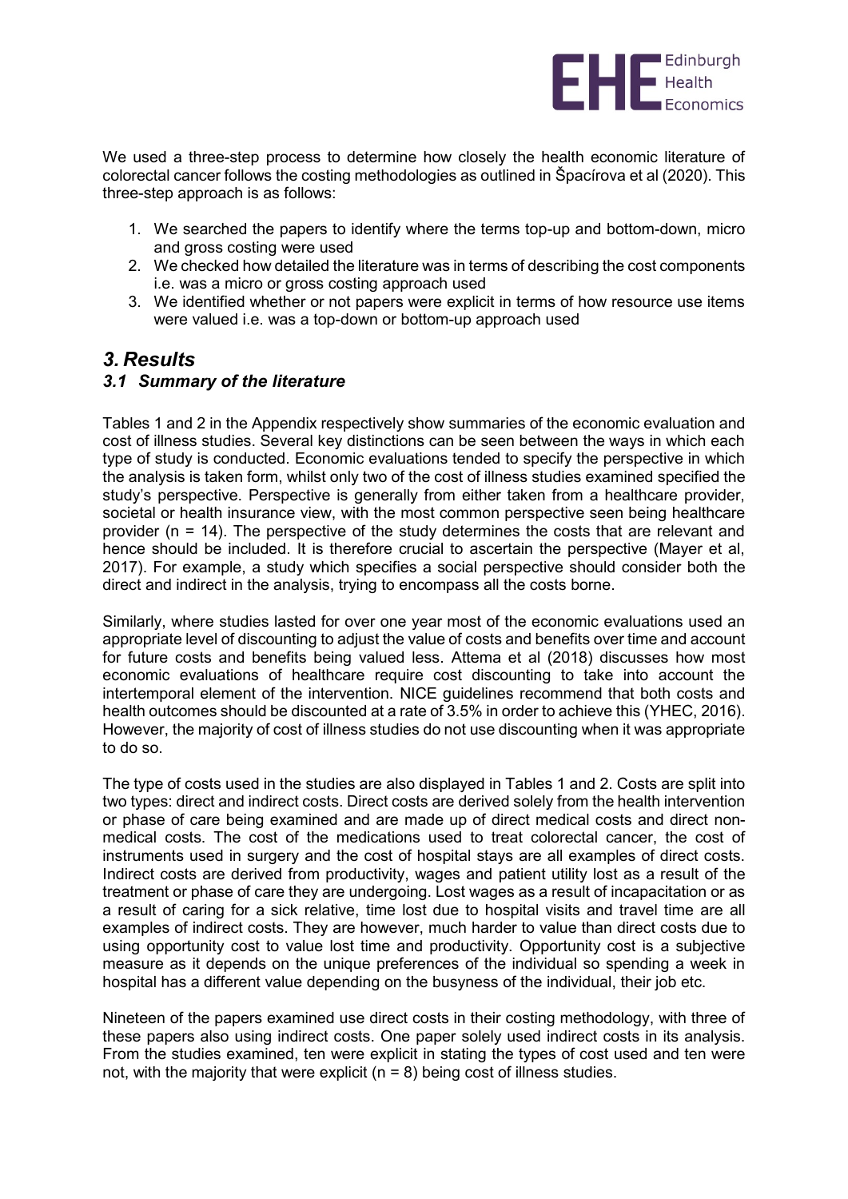We used a three-step process to determine how closely the health economic literature of colorectal cancer follows the costing methodologies as outlined in Špacírova et al (2020). This three-step approach is as follows:

1. We searched the papers to identify where the terms top-up and bottom-down, micro and gross costing were used
2. We checked how detailed the literature was in terms of describing the cost components i.e. was a micro or gross costing approach used
3. We identified whether or not papers were explicit in terms of how resource use items were valued i.e. was a top-down or bottom-up approach used

# *3. Results*

## *3.1 Summary of the literature*

Tables 1 and 2 in the Appendix respectively show summaries of the economic evaluation and cost of illness studies. Several key distinctions can be seen between the ways in which each type of study is conducted. Economic evaluations tended to specify the perspective in which the analysis is taken form, whilst only two of the cost of illness studies examined specified the study's perspective. Perspective is generally from either taken from a healthcare provider, societal or health insurance view, with the most common perspective seen being healthcare provider (n = 14). The perspective of the study determines the costs that are relevant and hence should be included. It is therefore crucial to ascertain the perspective (Mayer et al, 2017). For example, a study which specifies a social perspective should consider both the direct and indirect in the analysis, trying to encompass all the costs borne.

Similarly, where studies lasted for over one year most of the economic evaluations used an appropriate level of discounting to adjust the value of costs and benefits over time and account for future costs and benefits being valued less. Attema et al (2018) discusses how most economic evaluations of healthcare require cost discounting to take into account the intertemporal element of the intervention. NICE guidelines recommend that both costs and health outcomes should be discounted at a rate of 3.5% in order to achieve this (YHEC, 2016). However, the majority of cost of illness studies do not use discounting when it was appropriate to do so.

The type of costs used in the studies are also displayed in Tables 1 and 2. Costs are split into two types: direct and indirect costs. Direct costs are derived solely from the health intervention or phase of care being examined and are made up of direct medical costs and direct non-medical costs. The cost of the medications used to treat colorectal cancer, the cost of instruments used in surgery and the cost of hospital stays are all examples of direct costs. Indirect costs are derived from productivity, wages and patient utility lost as a result of the treatment or phase of care they are undergoing. Lost wages as a result of incapacitation or as a result of caring for a sick relative, time lost due to hospital visits and travel time are all examples of indirect costs. They are however, much harder to value than direct costs due to using opportunity cost to value lost time and productivity. Opportunity cost is a subjective measure as it depends on the unique preferences of the individual so spending a week in hospital has a different value depending on the busyness of the individual, their job etc.

Nineteen of the papers examined use direct costs in their costing methodology, with three of these papers also using indirect costs. One paper solely used indirect costs in its analysis. From the studies examined, ten were explicit in stating the types of cost used and ten were not, with the majority that were explicit (n = 8) being cost of illness studies.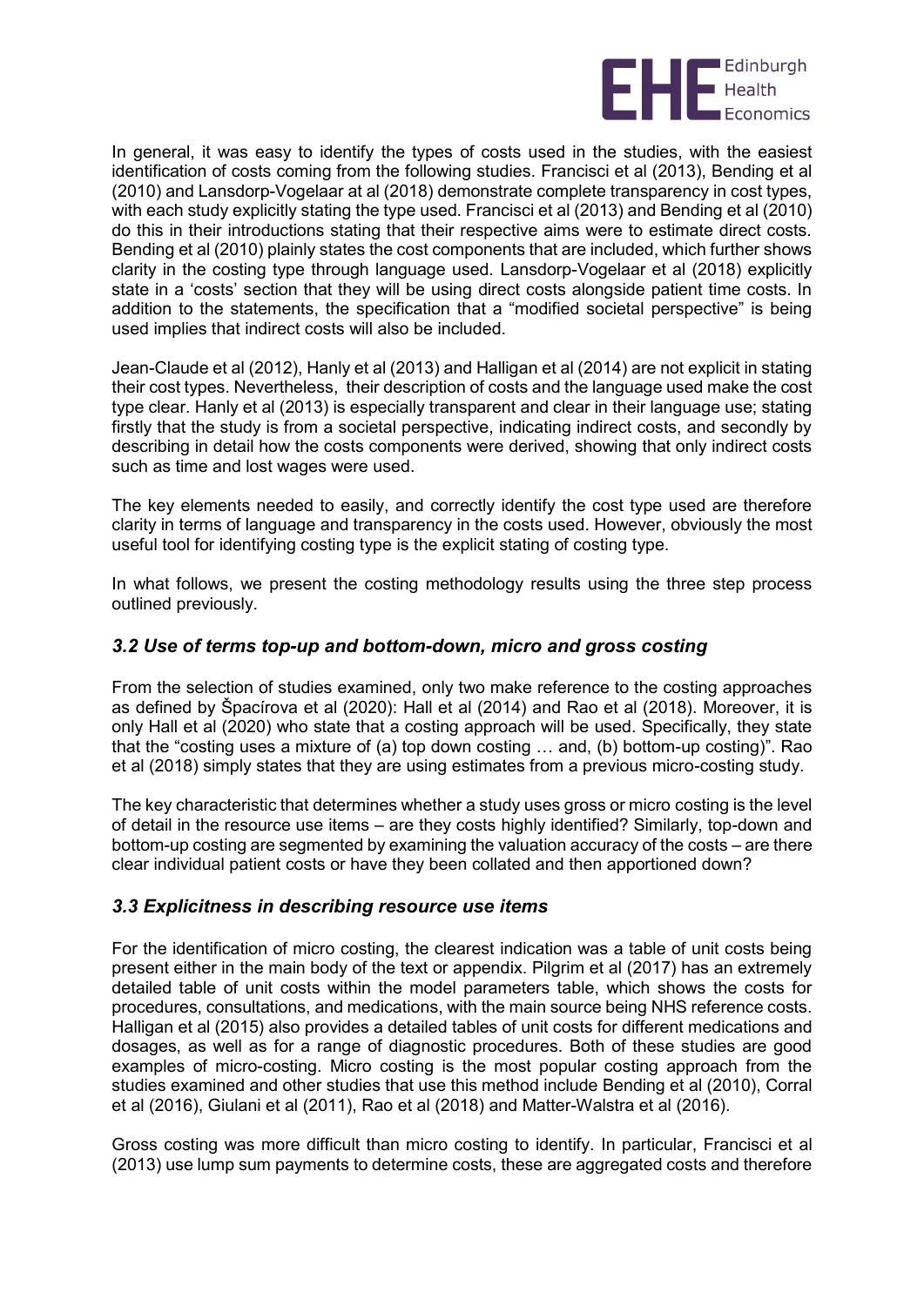In general, it was easy to identify the types of costs used in the studies, with the easiest identification of costs coming from the following studies. Francisci et al (2013), Bending et al (2010) and Lansdorp-Vogelaar at al (2018) demonstrate complete transparency in cost types, with each study explicitly stating the type used. Francisci et al (2013) and Bending et al (2010) do this in their introductions stating that their respective aims were to estimate direct costs. Bending et al (2010) plainly states the cost components that are included, which further shows clarity in the costing type through language used. Lansdorp-Vogelaar et al (2018) explicitly state in a 'costs' section that they will be using direct costs alongside patient time costs. In addition to the statements, the specification that a "modified societal perspective" is being used implies that indirect costs will also be included.

Jean-Claude et al (2012), Hanly et al (2013) and Halligan et al (2014) are not explicit in stating their cost types. Nevertheless, their description of costs and the language used make the cost type clear. Hanly et al (2013) is especially transparent and clear in their language use; stating firstly that the study is from a societal perspective, indicating indirect costs, and secondly by describing in detail how the costs components were derived, showing that only indirect costs such as time and lost wages were used.

The key elements needed to easily, and correctly identify the cost type used are therefore clarity in terms of language and transparency in the costs used. However, obviously the most useful tool for identifying costing type is the explicit stating of costing type.

In what follows, we present the costing methodology results using the three step process outlined previously.

### *3.2 Use of terms top-up and bottom-down, micro and gross costing*

From the selection of studies examined, only two make reference to the costing approaches as defined by Špacírova et al (2020): Hall et al (2014) and Rao et al (2018). Moreover, it is only Hall et al (2020) who state that a costing approach will be used. Specifically, they state that the "costing uses a mixture of (a) top down costing … and, (b) bottom-up costing)". Rao et al (2018) simply states that they are using estimates from a previous micro-costing study.

The key characteristic that determines whether a study uses gross or micro costing is the level of detail in the resource use items – are they costs highly identified? Similarly, top-down and bottom-up costing are segmented by examining the valuation accuracy of the costs – are there clear individual patient costs or have they been collated and then apportioned down?

### *3.3 Explicitness in describing resource use items*

For the identification of micro costing, the clearest indication was a table of unit costs being present either in the main body of the text or appendix. Pilgrim et al (2017) has an extremely detailed table of unit costs within the model parameters table, which shows the costs for procedures, consultations, and medications, with the main source being NHS reference costs. Halligan et al (2015) also provides a detailed tables of unit costs for different medications and dosages, as well as for a range of diagnostic procedures. Both of these studies are good examples of micro-costing. Micro costing is the most popular costing approach from the studies examined and other studies that use this method include Bending et al (2010), Corral et al (2016), Giulani et al (2011), Rao et al (2018) and Matter-Walstra et al (2016).

Gross costing was more difficult than micro costing to identify. In particular, Francisci et al (2013) use lump sum payments to determine costs, these are aggregated costs and therefore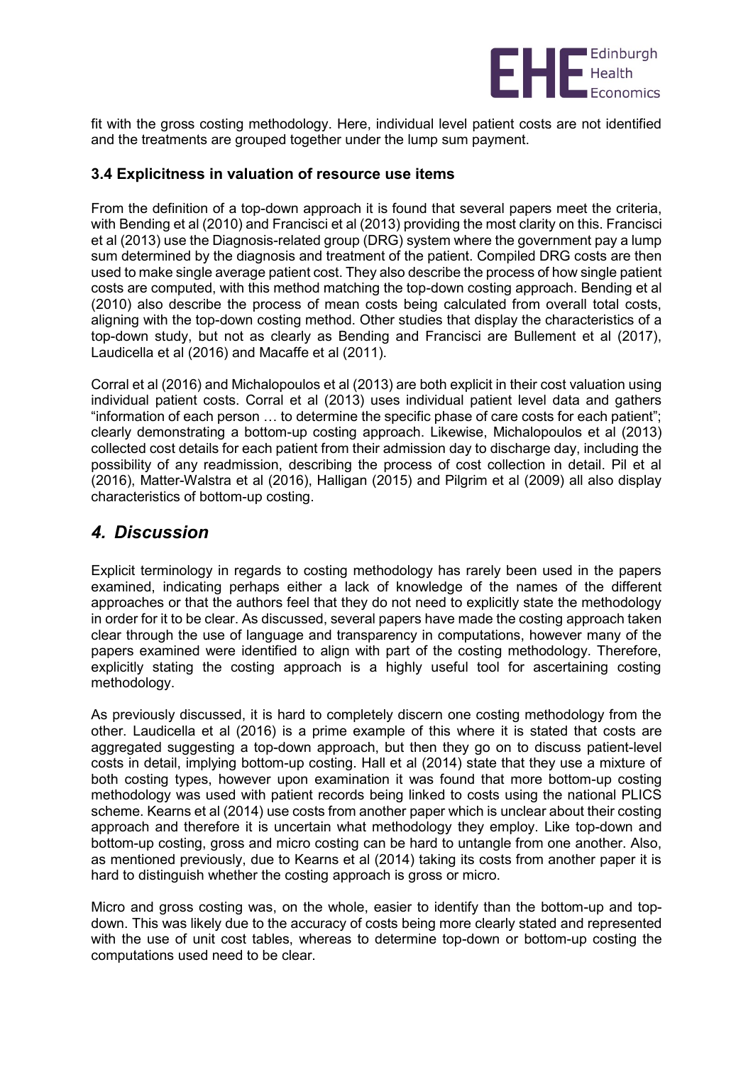fit with the gross costing methodology. Here, individual level patient costs are not identified and the treatments are grouped together under the lump sum payment.

### 3.4 Explicitness in valuation of resource use items

From the definition of a top-down approach it is found that several papers meet the criteria, with Bending et al (2010) and Francisci et al (2013) providing the most clarity on this. Francisci et al (2013) use the Diagnosis-related group (DRG) system where the government pay a lump sum determined by the diagnosis and treatment of the patient. Compiled DRG costs are then used to make single average patient cost. They also describe the process of how single patient costs are computed, with this method matching the top-down costing approach. Bending et al (2010) also describe the process of mean costs being calculated from overall total costs, aligning with the top-down costing method. Other studies that display the characteristics of a top-down study, but not as clearly as Bending and Francisci are Bullement et al (2017), Laudicella et al (2016) and Macaffe et al (2011).

Corral et al (2016) and Michalopoulos et al (2013) are both explicit in their cost valuation using individual patient costs. Corral et al (2013) uses individual patient level data and gathers "information of each person … to determine the specific phase of care costs for each patient"; clearly demonstrating a bottom-up costing approach. Likewise, Michalopoulos et al (2013) collected cost details for each patient from their admission day to discharge day, including the possibility of any readmission, describing the process of cost collection in detail. Pil et al (2016), Matter-Walstra et al (2016), Halligan (2015) and Pilgrim et al (2009) all also display characteristics of bottom-up costing.

## *4. Discussion*

Explicit terminology in regards to costing methodology has rarely been used in the papers examined, indicating perhaps either a lack of knowledge of the names of the different approaches or that the authors feel that they do not need to explicitly state the methodology in order for it to be clear. As discussed, several papers have made the costing approach taken clear through the use of language and transparency in computations, however many of the papers examined were identified to align with part of the costing methodology. Therefore, explicitly stating the costing approach is a highly useful tool for ascertaining costing methodology.

As previously discussed, it is hard to completely discern one costing methodology from the other. Laudicella et al (2016) is a prime example of this where it is stated that costs are aggregated suggesting a top-down approach, but then they go on to discuss patient-level costs in detail, implying bottom-up costing. Hall et al (2014) state that they use a mixture of both costing types, however upon examination it was found that more bottom-up costing methodology was used with patient records being linked to costs using the national PLICS scheme. Kearns et al (2014) use costs from another paper which is unclear about their costing approach and therefore it is uncertain what methodology they employ. Like top-down and bottom-up costing, gross and micro costing can be hard to untangle from one another. Also, as mentioned previously, due to Kearns et al (2014) taking its costs from another paper it is hard to distinguish whether the costing approach is gross or micro.

Micro and gross costing was, on the whole, easier to identify than the bottom-up and top-down. This was likely due to the accuracy of costs being more clearly stated and represented with the use of unit cost tables, whereas to determine top-down or bottom-up costing the computations used need to be clear.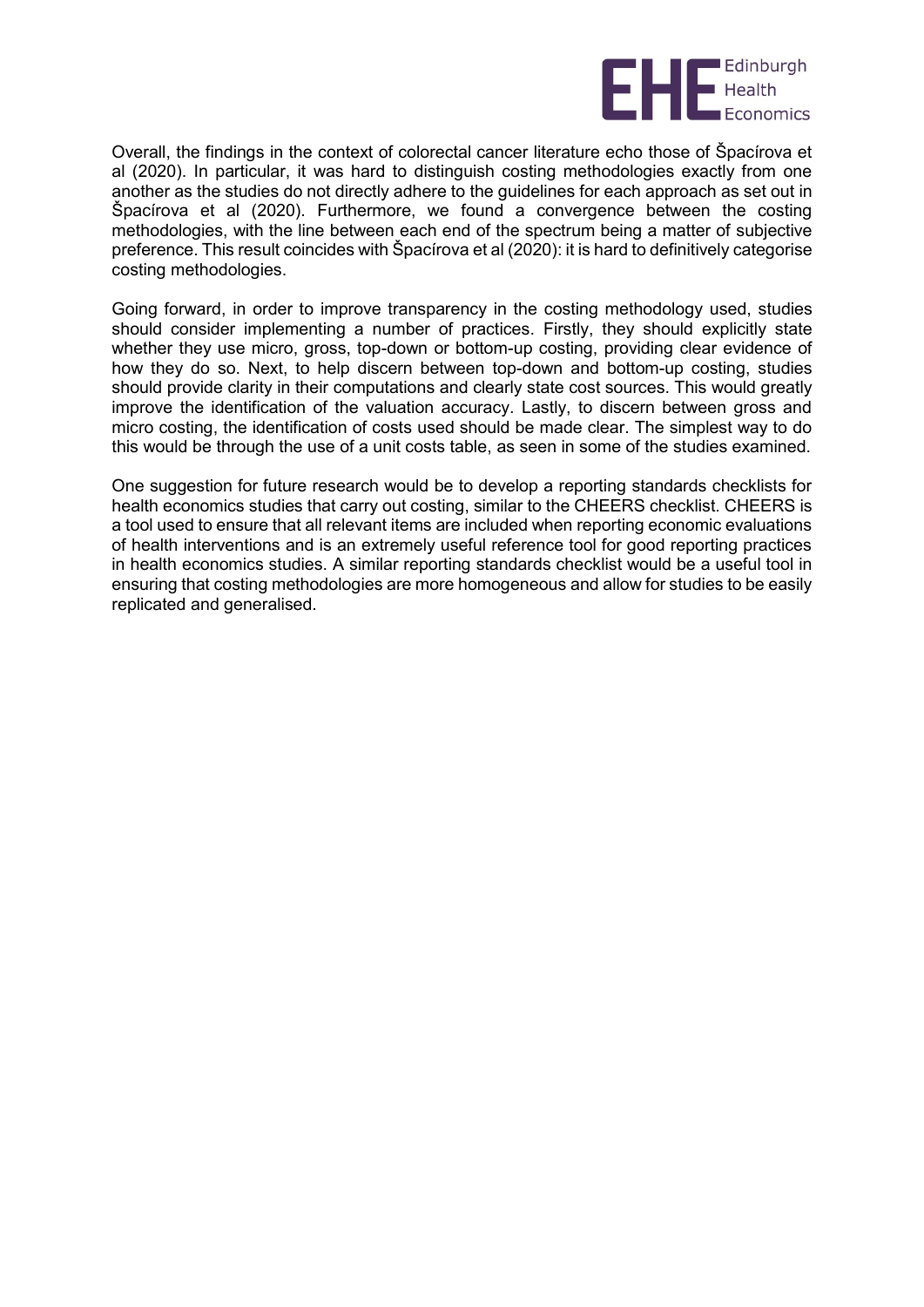Overall, the findings in the context of colorectal cancer literature echo those of Špacírova et al (2020). In particular, it was hard to distinguish costing methodologies exactly from one another as the studies do not directly adhere to the guidelines for each approach as set out in Špacírova et al (2020). Furthermore, we found a convergence between the costing methodologies, with the line between each end of the spectrum being a matter of subjective preference. This result coincides with Špacírova et al (2020): it is hard to definitively categorise costing methodologies.

Going forward, in order to improve transparency in the costing methodology used, studies should consider implementing a number of practices. Firstly, they should explicitly state whether they use micro, gross, top-down or bottom-up costing, providing clear evidence of how they do so. Next, to help discern between top-down and bottom-up costing, studies should provide clarity in their computations and clearly state cost sources. This would greatly improve the identification of the valuation accuracy. Lastly, to discern between gross and micro costing, the identification of costs used should be made clear. The simplest way to do this would be through the use of a unit costs table, as seen in some of the studies examined.

One suggestion for future research would be to develop a reporting standards checklists for health economics studies that carry out costing, similar to the CHEERS checklist. CHEERS is a tool used to ensure that all relevant items are included when reporting economic evaluations of health interventions and is an extremely useful reference tool for good reporting practices in health economics studies. A similar reporting standards checklist would be a useful tool in ensuring that costing methodologies are more homogeneous and allow for studies to be easily replicated and generalised.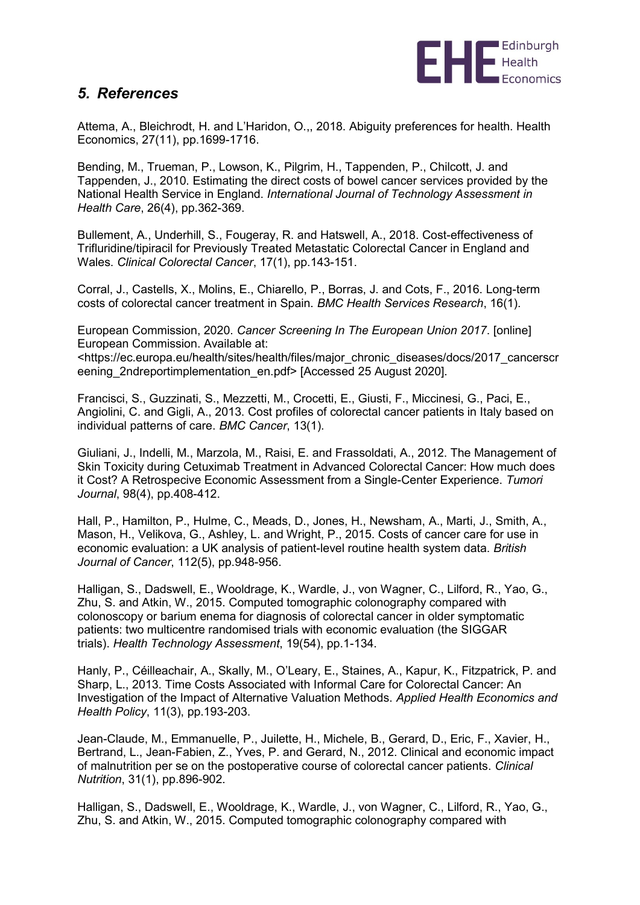## *5. References*

Attema, A., Bleichrodt, H. and L'Haridon, O.,, 2018. Abiguity preferences for health. Health Economics, 27(11), pp.1699-1716.

Bending, M., Trueman, P., Lowson, K., Pilgrim, H., Tappenden, P., Chilcott, J. and Tappenden, J., 2010. Estimating the direct costs of bowel cancer services provided by the National Health Service in England. *International Journal of Technology Assessment in Health Care*, 26(4), pp.362-369.

Bullement, A., Underhill, S., Fougeray, R. and Hatswell, A., 2018. Cost-effectiveness of Trifluridine/tipiracil for Previously Treated Metastatic Colorectal Cancer in England and Wales. *Clinical Colorectal Cancer*, 17(1), pp.143-151.

Corral, J., Castells, X., Molins, E., Chiarello, P., Borras, J. and Cots, F., 2016. Long-term costs of colorectal cancer treatment in Spain. *BMC Health Services Research*, 16(1).

European Commission, 2020. *Cancer Screening In The European Union 2017*. [online] European Commission. Available at: <https://ec.europa.eu/health/sites/health/files/major_chronic_diseases/docs/2017_cancerscreening_2ndreportimplementation_en.pdf> [Accessed 25 August 2020].

Francisci, S., Guzzinati, S., Mezzetti, M., Crocetti, E., Giusti, F., Miccinesi, G., Paci, E., Angiolini, C. and Gigli, A., 2013. Cost profiles of colorectal cancer patients in Italy based on individual patterns of care. *BMC Cancer*, 13(1).

Giuliani, J., Indelli, M., Marzola, M., Raisi, E. and Frassoldati, A., 2012. The Management of Skin Toxicity during Cetuximab Treatment in Advanced Colorectal Cancer: How much does it Cost? A Retrospecive Economic Assessment from a Single-Center Experience. *Tumori Journal*, 98(4), pp.408-412.

Hall, P., Hamilton, P., Hulme, C., Meads, D., Jones, H., Newsham, A., Marti, J., Smith, A., Mason, H., Velikova, G., Ashley, L. and Wright, P., 2015. Costs of cancer care for use in economic evaluation: a UK analysis of patient-level routine health system data. *British Journal of Cancer*, 112(5), pp.948-956.

Halligan, S., Dadswell, E., Wooldrage, K., Wardle, J., von Wagner, C., Lilford, R., Yao, G., Zhu, S. and Atkin, W., 2015. Computed tomographic colonography compared with colonoscopy or barium enema for diagnosis of colorectal cancer in older symptomatic patients: two multicentre randomised trials with economic evaluation (the SIGGAR trials). *Health Technology Assessment*, 19(54), pp.1-134.

Hanly, P., Céilleachair, A., Skally, M., O'Leary, E., Staines, A., Kapur, K., Fitzpatrick, P. and Sharp, L., 2013. Time Costs Associated with Informal Care for Colorectal Cancer: An Investigation of the Impact of Alternative Valuation Methods. *Applied Health Economics and Health Policy*, 11(3), pp.193-203.

Jean-Claude, M., Emmanuelle, P., Juilette, H., Michele, B., Gerard, D., Eric, F., Xavier, H., Bertrand, L., Jean-Fabien, Z., Yves, P. and Gerard, N., 2012. Clinical and economic impact of malnutrition per se on the postoperative course of colorectal cancer patients. *Clinical Nutrition*, 31(1), pp.896-902.

Halligan, S., Dadswell, E., Wooldrage, K., Wardle, J., von Wagner, C., Lilford, R., Yao, G., Zhu, S. and Atkin, W., 2015. Computed tomographic colonography compared with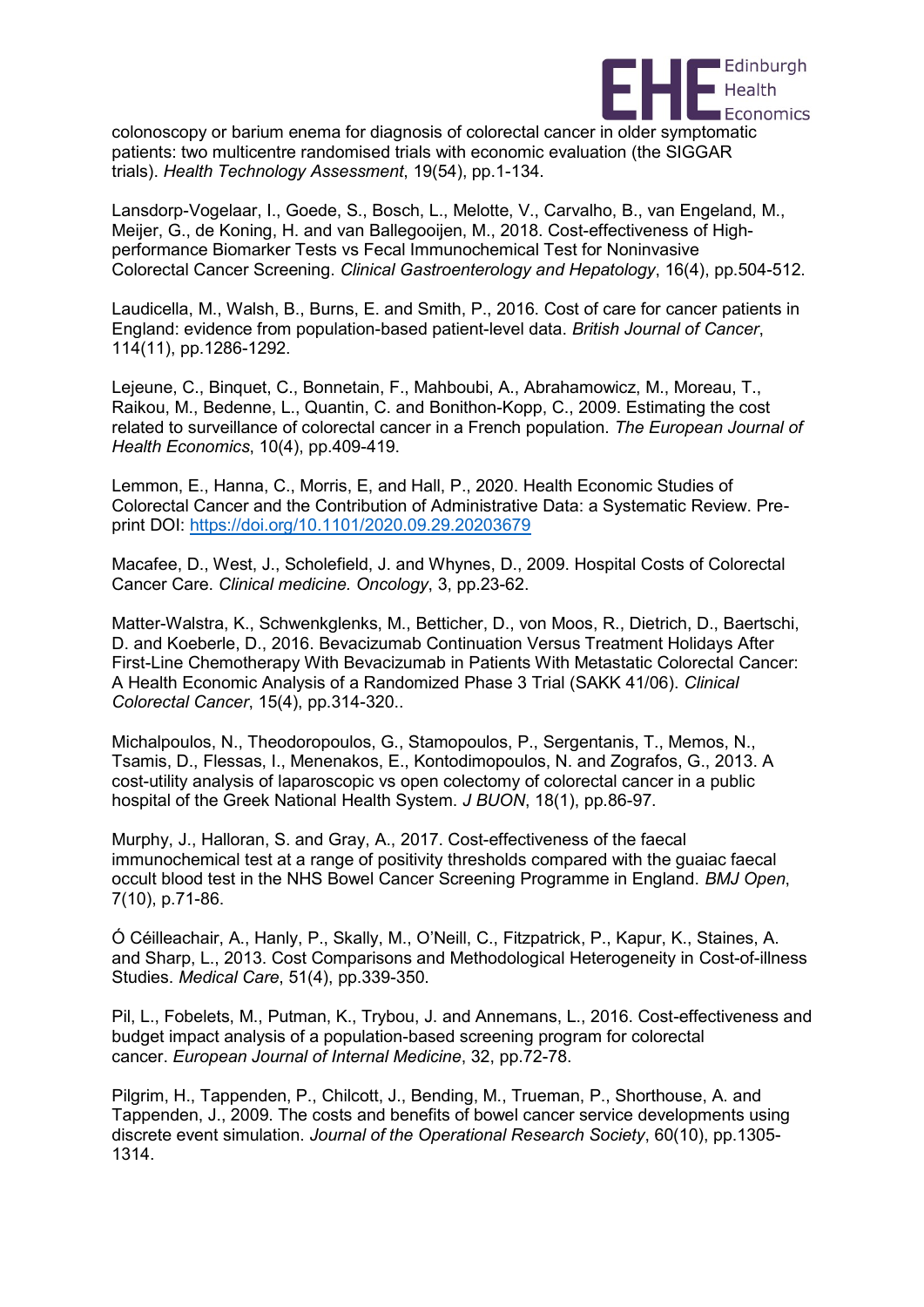colonoscopy or barium enema for diagnosis of colorectal cancer in older symptomatic patients: two multicentre randomised trials with economic evaluation (the SIGGAR trials). *Health Technology Assessment*, 19(54), pp.1-134.

Lansdorp-Vogelaar, I., Goede, S., Bosch, L., Melotte, V., Carvalho, B., van Engeland, M., Meijer, G., de Koning, H. and van Ballegooijen, M., 2018. Cost-effectiveness of High-performance Biomarker Tests vs Fecal Immunochemical Test for Noninvasive Colorectal Cancer Screening. *Clinical Gastroenterology and Hepatology*, 16(4), pp.504-512.

Laudicella, M., Walsh, B., Burns, E. and Smith, P., 2016. Cost of care for cancer patients in England: evidence from population-based patient-level data. *British Journal of Cancer*, 114(11), pp.1286-1292.

Lejeune, C., Binquet, C., Bonnetain, F., Mahboubi, A., Abrahamowicz, M., Moreau, T., Raikou, M., Bedenne, L., Quantin, C. and Bonithon-Kopp, C., 2009. Estimating the cost related to surveillance of colorectal cancer in a French population. *The European Journal of Health Economics*, 10(4), pp.409-419.

Lemmon, E., Hanna, C., Morris, E, and Hall, P., 2020. Health Economic Studies of Colorectal Cancer and the Contribution of Administrative Data: a Systematic Review. Pre-print DOI: https://doi.org/10.1101/2020.09.29.20203679

Macafee, D., West, J., Scholefield, J. and Whynes, D., 2009. Hospital Costs of Colorectal Cancer Care. *Clinical medicine. Oncology*, 3, pp.23-62.

Matter-Walstra, K., Schwenkglenks, M., Betticher, D., von Moos, R., Dietrich, D., Baertschi, D. and Koeberle, D., 2016. Bevacizumab Continuation Versus Treatment Holidays After First-Line Chemotherapy With Bevacizumab in Patients With Metastatic Colorectal Cancer: A Health Economic Analysis of a Randomized Phase 3 Trial (SAKK 41/06). *Clinical Colorectal Cancer*, 15(4), pp.314-320..

Michalpoulos, N., Theodoropoulos, G., Stamopoulos, P., Sergentanis, T., Memos, N., Tsamis, D., Flessas, I., Menenakos, E., Kontodimopoulos, N. and Zografos, G., 2013. A cost-utility analysis of laparoscopic vs open colectomy of colorectal cancer in a public hospital of the Greek National Health System. *J BUON*, 18(1), pp.86-97.

Murphy, J., Halloran, S. and Gray, A., 2017. Cost-effectiveness of the faecal immunochemical test at a range of positivity thresholds compared with the guaiac faecal occult blood test in the NHS Bowel Cancer Screening Programme in England. *BMJ Open*, 7(10), p.71-86.

Ó Céilleachair, A., Hanly, P., Skally, M., O'Neill, C., Fitzpatrick, P., Kapur, K., Staines, A. and Sharp, L., 2013. Cost Comparisons and Methodological Heterogeneity in Cost-of-illness Studies. *Medical Care*, 51(4), pp.339-350.

Pil, L., Fobelets, M., Putman, K., Trybou, J. and Annemans, L., 2016. Cost-effectiveness and budget impact analysis of a population-based screening program for colorectal cancer. *European Journal of Internal Medicine*, 32, pp.72-78.

Pilgrim, H., Tappenden, P., Chilcott, J., Bending, M., Trueman, P., Shorthouse, A. and Tappenden, J., 2009. The costs and benefits of bowel cancer service developments using discrete event simulation. *Journal of the Operational Research Society*, 60(10), pp.1305-1314.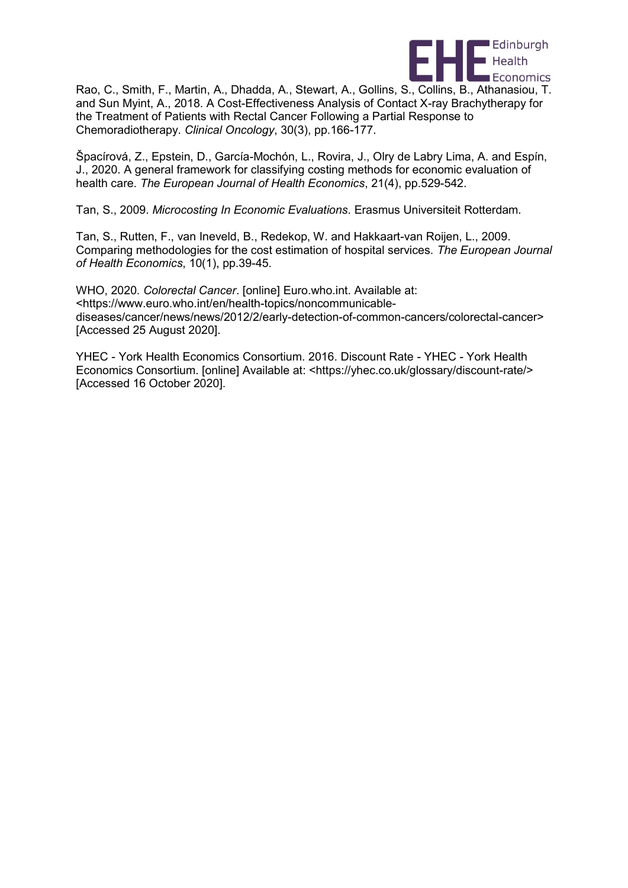Rao, C., Smith, F., Martin, A., Dhadda, A., Stewart, A., Gollins, S., Collins, B., Athanasiou, T. and Sun Myint, A., 2018. A Cost-Effectiveness Analysis of Contact X-ray Brachytherapy for the Treatment of Patients with Rectal Cancer Following a Partial Response to Chemoradiotherapy. *Clinical Oncology*, 30(3), pp.166-177.

Špacírová, Z., Epstein, D., García-Mochón, L., Rovira, J., Olry de Labry Lima, A. and Espín, J., 2020. A general framework for classifying costing methods for economic evaluation of health care. *The European Journal of Health Economics*, 21(4), pp.529-542.

Tan, S., 2009. *Microcosting In Economic Evaluations*. Erasmus Universiteit Rotterdam.

Tan, S., Rutten, F., van Ineveld, B., Redekop, W. and Hakkaart-van Roijen, L., 2009. Comparing methodologies for the cost estimation of hospital services. *The European Journal of Health Economics*, 10(1), pp.39-45.

WHO, 2020. *Colorectal Cancer*. [online] Euro.who.int. Available at: <https://www.euro.who.int/en/health-topics/noncommunicable-diseases/cancer/news/news/2012/2/early-detection-of-common-cancers/colorectal-cancer> [Accessed 25 August 2020].

YHEC - York Health Economics Consortium. 2016. Discount Rate - YHEC - York Health Economics Consortium. [online] Available at: <https://yhec.co.uk/glossary/discount-rate/> [Accessed 16 October 2020].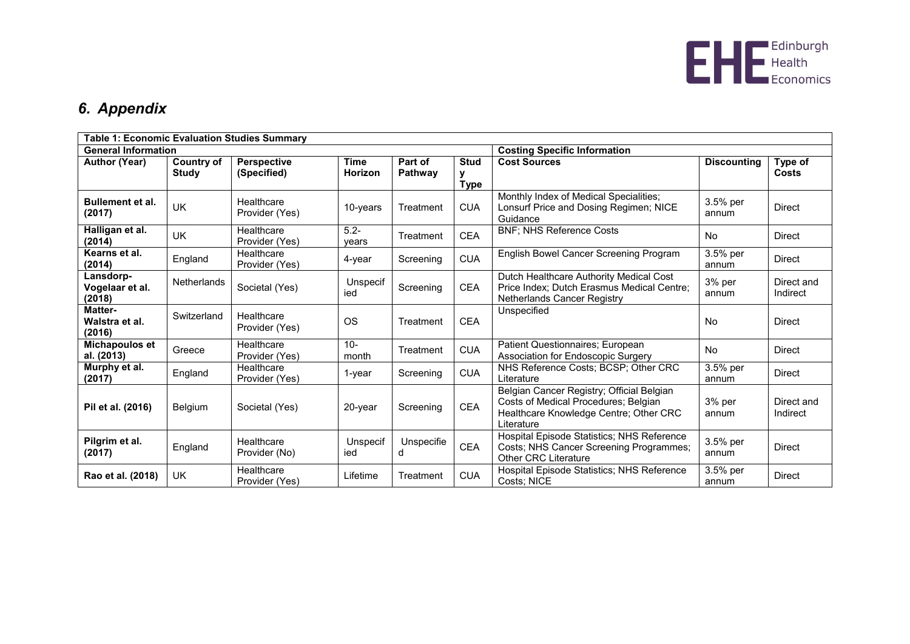## *6. Appendix*

| Table 1: Economic Evaluation Studies Summary | | | | | | | | |
|---|---|---|---|---|---|---|---|---|
| **General Information** | | | | | | **Costing Specific Information** | | |
| **Author (Year)** | **Country of Study** | **Perspective (Specified)** | **Time Horizon** | **Part of Pathway** | **Study Type** | **Cost Sources** | **Discounting** | **Type of Costs** |
| **Bullement et al. (2017)** | UK | Healthcare Provider (Yes) | 10-years | Treatment | CUA | Monthly Index of Medical Specialities; Lonsurf Price and Dosing Regimen; NICE Guidance | 3.5% per annum | Direct |
| **Halligan et al. (2014)** | UK | Healthcare Provider (Yes) | 5.2-years | Treatment | CEA | BNF; NHS Reference Costs | No | Direct |
| **Kearns et al. (2014)** | England | Healthcare Provider (Yes) | 4-year | Screening | CUA | English Bowel Cancer Screening Program | 3.5% per annum | Direct |
| **Lansdorp-Vogelaar et al. (2018)** | Netherlands | Societal (Yes) | Unspecified | Screening | CEA | Dutch Healthcare Authority Medical Cost Price Index; Dutch Erasmus Medical Centre; Netherlands Cancer Registry | 3% per annum | Direct and Indirect |
| **Matter-Walstra et al. (2016)** | Switzerland | Healthcare Provider (Yes) | OS | Treatment | CEA | Unspecified | No | Direct |
| **Michapoulos et al. (2013)** | Greece | Healthcare Provider (Yes) | 10-month | Treatment | CUA | Patient Questionnaires; European Association for Endoscopic Surgery | No | Direct |
| **Murphy et al. (2017)** | England | Healthcare Provider (Yes) | 1-year | Screening | CUA | NHS Reference Costs; BCSP; Other CRC Literature | 3.5% per annum | Direct |
| **Pil et al. (2016)** | Belgium | Societal (Yes) | 20-year | Screening | CEA | Belgian Cancer Registry; Official Belgian Costs of Medical Procedures; Belgian Healthcare Knowledge Centre; Other CRC Literature | 3% per annum | Direct and Indirect |
| **Pilgrim et al. (2017)** | England | Healthcare Provider (No) | Unspecified | Unspecified | CEA | Hospital Episode Statistics; NHS Reference Costs; NHS Cancer Screening Programmes; Other CRC Literature | 3.5% per annum | Direct |
| **Rao et al. (2018)** | UK | Healthcare Provider (Yes) | Lifetime | Treatment | CUA | Hospital Episode Statistics; NHS Reference Costs; NICE | 3.5% per annum | Direct |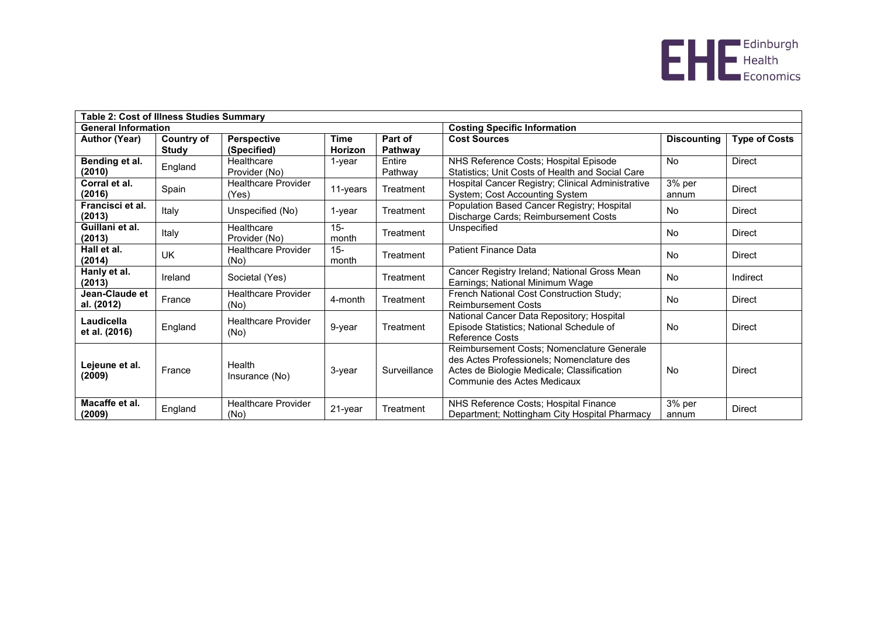| Table 2: Cost of Illness Studies Summary | | | | | | | |
|---|---|---|---|---|---|---|---|
| **General Information** | | | | | **Costing Specific Information** | | |
| **Author (Year)** | **Country of Study** | **Perspective (Specified)** | **Time Horizon** | **Part of Pathway** | **Cost Sources** | **Discounting** | **Type of Costs** |
| **Bending et al. (2010)** | England | Healthcare Provider (No) | 1-year | Entire Pathway | NHS Reference Costs; Hospital Episode Statistics; Unit Costs of Health and Social Care | No | Direct |
| **Corral et al. (2016)** | Spain | Healthcare Provider (Yes) | 11-years | Treatment | Hospital Cancer Registry; Clinical Administrative System; Cost Accounting System | 3% per annum | Direct |
| **Francisci et al. (2013)** | Italy | Unspecified (No) | 1-year | Treatment | Population Based Cancer Registry; Hospital Discharge Cards; Reimbursement Costs | No | Direct |
| **Guillani et al. (2013)** | Italy | Healthcare Provider (No) | 15-month | Treatment | Unspecified | No | Direct |
| **Hall et al. (2014)** | UK | Healthcare Provider (No) | 15-month | Treatment | Patient Finance Data | No | Direct |
| **Hanly et al. (2013)** | Ireland | Societal (Yes) | | Treatment | Cancer Registry Ireland; National Gross Mean Earnings; National Minimum Wage | No | Indirect |
| **Jean-Claude et al. (2012)** | France | Healthcare Provider (No) | 4-month | Treatment | French National Cost Construction Study; Reimbursement Costs | No | Direct |
| **Laudicella et al. (2016)** | England | Healthcare Provider (No) | 9-year | Treatment | National Cancer Data Repository; Hospital Episode Statistics; National Schedule of Reference Costs | No | Direct |
| **Lejeune et al. (2009)** | France | Health Insurance (No) | 3-year | Surveillance | Reimbursement Costs; Nomenclature Generale des Actes Professionels; Nomenclature des Actes de Biologie Medicale; Classification Communie des Actes Medicaux | No | Direct |
| **Macaffe et al. (2009)** | England | Healthcare Provider (No) | 21-year | Treatment | NHS Reference Costs; Hospital Finance Department; Nottingham City Hospital Pharmacy | 3% per annum | Direct |